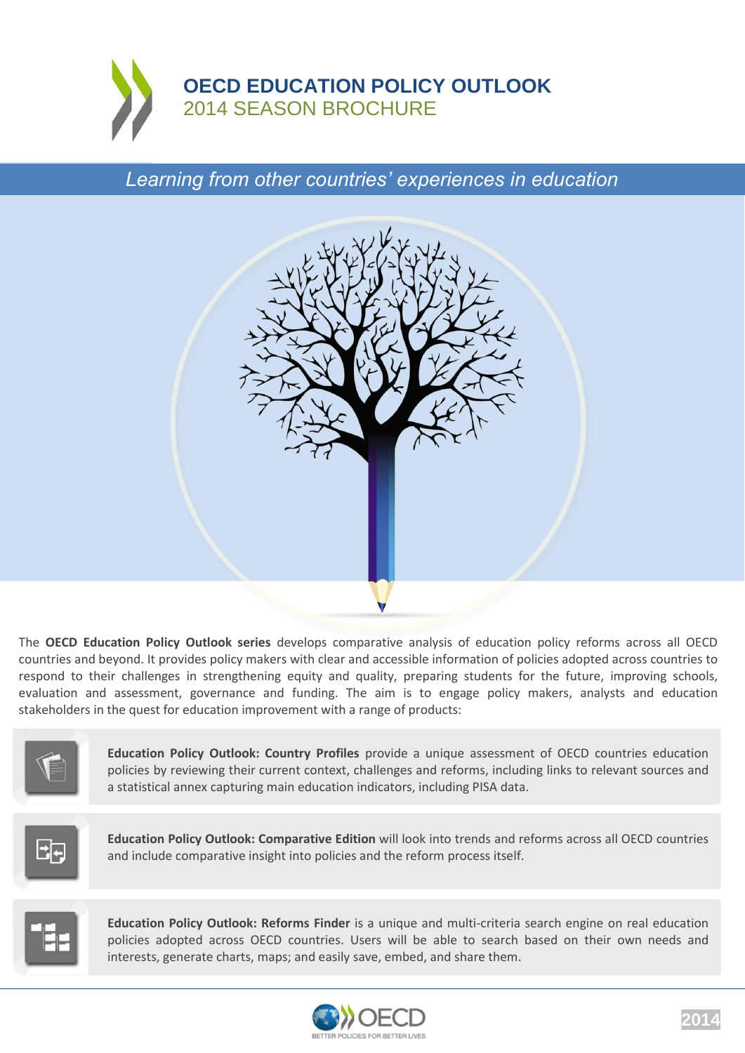# OECD EDUCATION POLICY OUTLOOK

## 2014 SEASON BROCHURE

*Learning from other countries' experiences in education*

The **OECD Education Policy Outlook series** develops comparative analysis of education policy reforms across all OECD countries and beyond. It provides policy makers with clear and accessible information of policies adopted across countries to respond to their challenges in strengthening equity and quality, preparing students for the future, improving schools, evaluation and assessment, governance and funding. The aim is to engage policy makers, analysts and education stakeholders in the quest for education improvement with a range of products:

**Education Policy Outlook: Country Profiles** provide a unique assessment of OECD countries education policies by reviewing their current context, challenges and reforms, including links to relevant sources and a statistical annex capturing main education indicators, including PISA data.

**Education Policy Outlook: Comparative Edition** will look into trends and reforms across all OECD countries and include comparative insight into policies and the reform process itself.

**Education Policy Outlook: Reforms Finder** is a unique and multi-criteria search engine on real education policies adopted across OECD countries. Users will be able to search based on their own needs and interests, generate charts, maps; and easily save, embed, and share them.

OECD BETTER POLICIES FOR BETTER LIVES

2014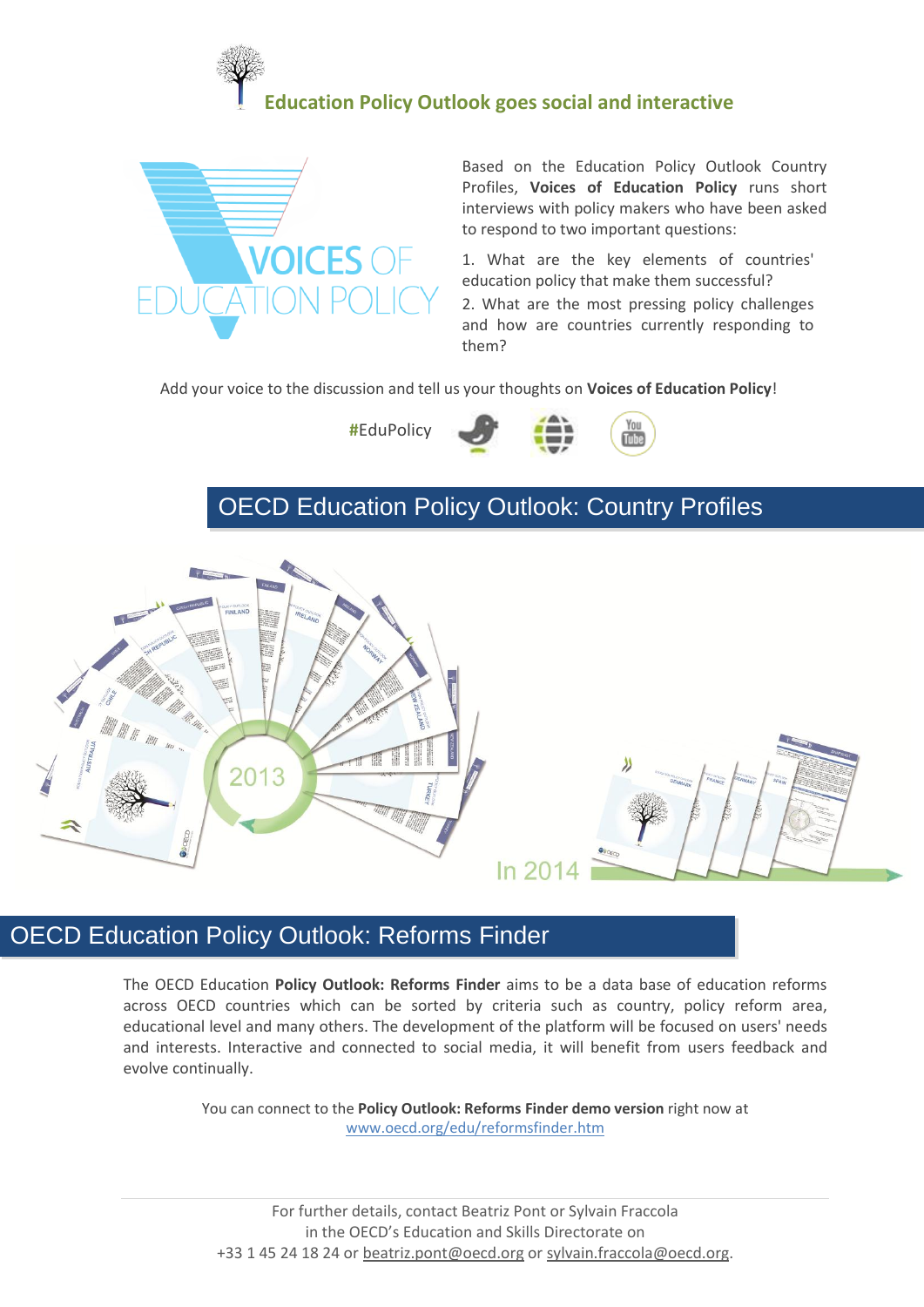## Education Policy Outlook goes social and interactive

VOICES OF EDUCATION POLICY

Based on the Education Policy Outlook Country Profiles, **Voices of Education Policy** runs short interviews with policy makers who have been asked to respond to two important questions:

1. What are the key elements of countries' education policy that make them successful?
2. What are the most pressing policy challenges and how are countries currently responding to them?

Add your voice to the discussion and tell us your thoughts on **Voices of Education Policy**!

#EduPolicy

## OECD Education Policy Outlook: Country Profiles

2013

In 2014

## OECD Education Policy Outlook: Reforms Finder

The OECD Education **Policy Outlook: Reforms Finder** aims to be a data base of education reforms across OECD countries which can be sorted by criteria such as country, policy reform area, educational level and many others. The development of the platform will be focused on users' needs and interests. Interactive and connected to social media, it will benefit from users feedback and evolve continually.

You can connect to the **Policy Outlook: Reforms Finder demo version** right now at www.oecd.org/edu/reformsfinder.htm

For further details, contact Beatriz Pont or Sylvain Fraccola in the OECD's Education and Skills Directorate on +33 1 45 24 18 24 or beatriz.pont@oecd.org or sylvain.fraccola@oecd.org.